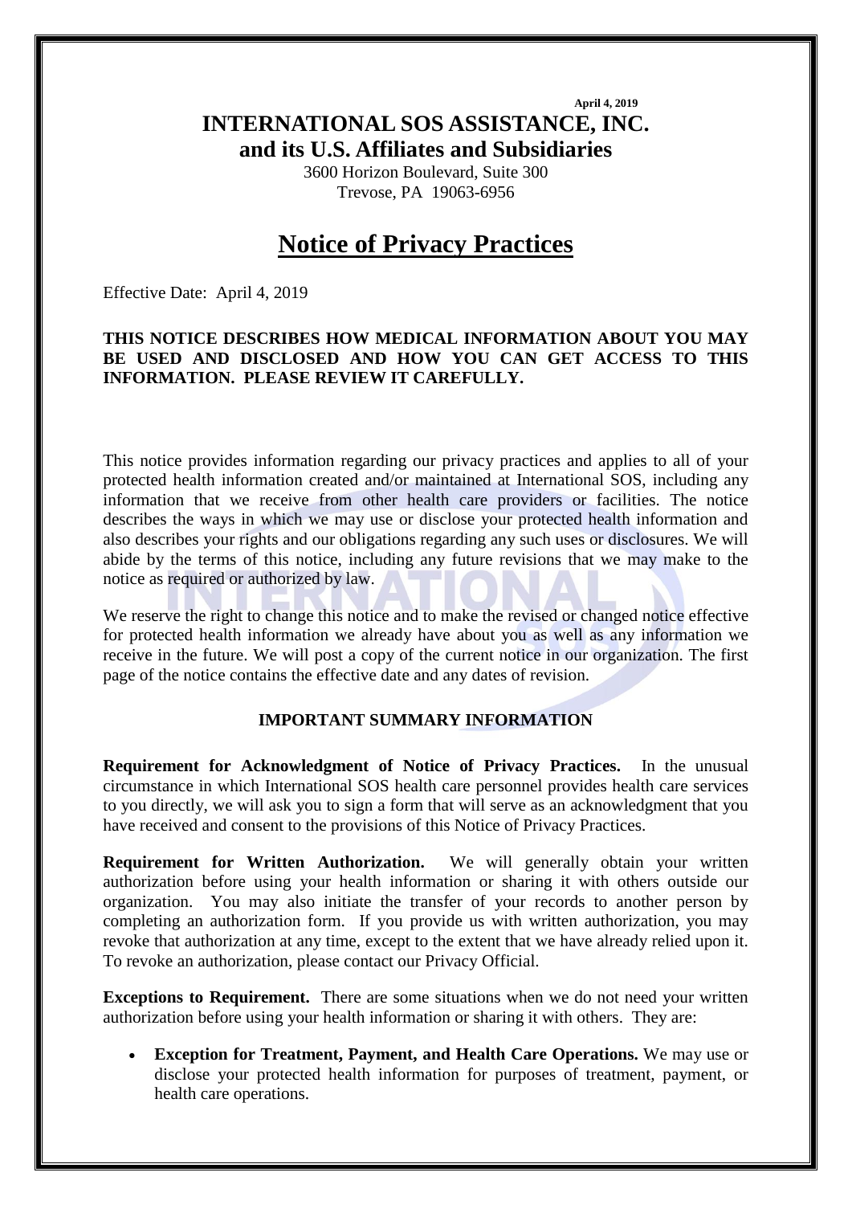April 4, 2019

# INTERNATIONAL SOS ASSISTANCE, INC.
## and its U.S. Affiliates and Subsidiaries

3600 Horizon Boulevard, Suite 300
Trevose, PA 19063-6956

# Notice of Privacy Practices

Effective Date: April 4, 2019

**THIS NOTICE DESCRIBES HOW MEDICAL INFORMATION ABOUT YOU MAY BE USED AND DISCLOSED AND HOW YOU CAN GET ACCESS TO THIS INFORMATION. PLEASE REVIEW IT CAREFULLY.**

This notice provides information regarding our privacy practices and applies to all of your protected health information created and/or maintained at International SOS, including any information that we receive from other health care providers or facilities. The notice describes the ways in which we may use or disclose your protected health information and also describes your rights and our obligations regarding any such uses or disclosures. We will abide by the terms of this notice, including any future revisions that we may make to the notice as required or authorized by law.

We reserve the right to change this notice and to make the revised or changed notice effective for protected health information we already have about you as well as any information we receive in the future. We will post a copy of the current notice in our organization. The first page of the notice contains the effective date and any dates of revision.

### IMPORTANT SUMMARY INFORMATION

**Requirement for Acknowledgment of Notice of Privacy Practices.** In the unusual circumstance in which International SOS health care personnel provides health care services to you directly, we will ask you to sign a form that will serve as an acknowledgment that you have received and consent to the provisions of this Notice of Privacy Practices.

**Requirement for Written Authorization.** We will generally obtain your written authorization before using your health information or sharing it with others outside our organization. You may also initiate the transfer of your records to another person by completing an authorization form. If you provide us with written authorization, you may revoke that authorization at any time, except to the extent that we have already relied upon it. To revoke an authorization, please contact our Privacy Official.

**Exceptions to Requirement.** There are some situations when we do not need your written authorization before using your health information or sharing it with others. They are:

- **Exception for Treatment, Payment, and Health Care Operations.** We may use or disclose your protected health information for purposes of treatment, payment, or health care operations.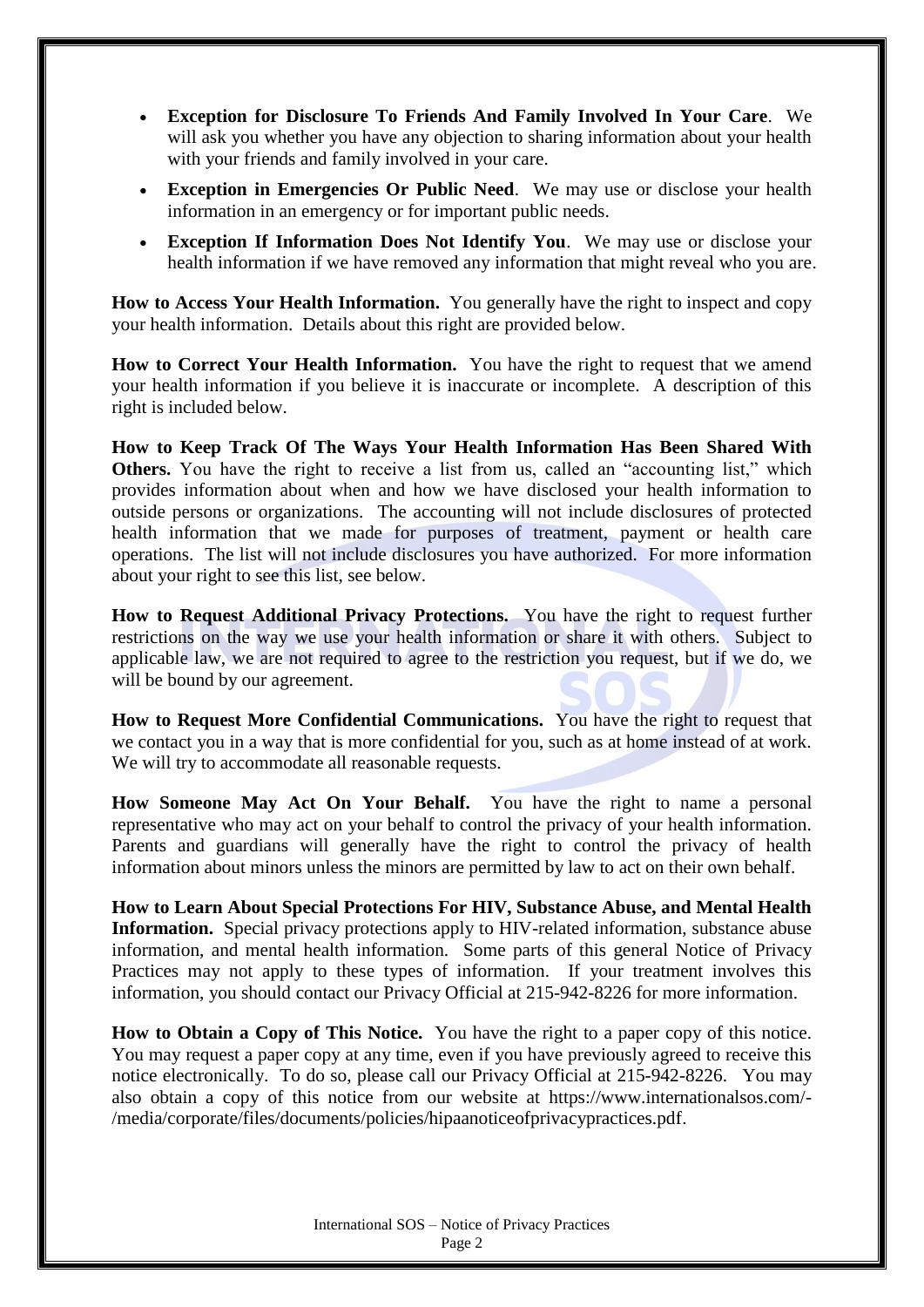- **Exception for Disclosure To Friends And Family Involved In Your Care**. We will ask you whether you have any objection to sharing information about your health with your friends and family involved in your care.
- **Exception in Emergencies Or Public Need**. We may use or disclose your health information in an emergency or for important public needs.
- **Exception If Information Does Not Identify You**. We may use or disclose your health information if we have removed any information that might reveal who you are.

**How to Access Your Health Information.** You generally have the right to inspect and copy your health information. Details about this right are provided below.

**How to Correct Your Health Information.** You have the right to request that we amend your health information if you believe it is inaccurate or incomplete. A description of this right is included below.

**How to Keep Track Of The Ways Your Health Information Has Been Shared With Others.** You have the right to receive a list from us, called an "accounting list," which provides information about when and how we have disclosed your health information to outside persons or organizations. The accounting will not include disclosures of protected health information that we made for purposes of treatment, payment or health care operations. The list will not include disclosures you have authorized. For more information about your right to see this list, see below.

**How to Request Additional Privacy Protections.** You have the right to request further restrictions on the way we use your health information or share it with others. Subject to applicable law, we are not required to agree to the restriction you request, but if we do, we will be bound by our agreement.

**How to Request More Confidential Communications.** You have the right to request that we contact you in a way that is more confidential for you, such as at home instead of at work. We will try to accommodate all reasonable requests.

**How Someone May Act On Your Behalf.** You have the right to name a personal representative who may act on your behalf to control the privacy of your health information. Parents and guardians will generally have the right to control the privacy of health information about minors unless the minors are permitted by law to act on their own behalf.

**How to Learn About Special Protections For HIV, Substance Abuse, and Mental Health Information.** Special privacy protections apply to HIV-related information, substance abuse information, and mental health information. Some parts of this general Notice of Privacy Practices may not apply to these types of information. If your treatment involves this information, you should contact our Privacy Official at 215-942-8226 for more information.

**How to Obtain a Copy of This Notice.** You have the right to a paper copy of this notice. You may request a paper copy at any time, even if you have previously agreed to receive this notice electronically. To do so, please call our Privacy Official at 215-942-8226. You may also obtain a copy of this notice from our website at https://www.internationalsos.com/-/media/corporate/files/documents/policies/hipaanoticeofprivacypractices.pdf.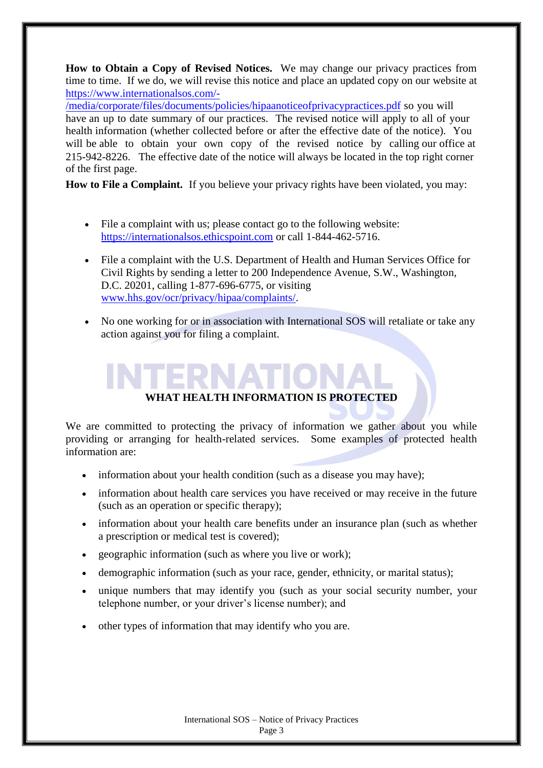**How to Obtain a Copy of Revised Notices.** We may change our privacy practices from time to time. If we do, we will revise this notice and place an updated copy on our website at https://www.internationalsos.com/-/media/corporate/files/documents/policies/hipaanoticeofprivacypractices.pdf so you will have an up to date summary of our practices. The revised notice will apply to all of your health information (whether collected before or after the effective date of the notice). You will be able to obtain your own copy of the revised notice by calling our office at 215-942-8226. The effective date of the notice will always be located in the top right corner of the first page.

**How to File a Complaint.** If you believe your privacy rights have been violated, you may:

- File a complaint with us; please contact go to the following website: https://internationalsos.ethicspoint.com or call 1-844-462-5716.
- File a complaint with the U.S. Department of Health and Human Services Office for Civil Rights by sending a letter to 200 Independence Avenue, S.W., Washington, D.C. 20201, calling 1-877-696-6775, or visiting www.hhs.gov/ocr/privacy/hipaa/complaints/.
- No one working for or in association with International SOS will retaliate or take any action against you for filing a complaint.

## WHAT HEALTH INFORMATION IS PROTECTED

We are committed to protecting the privacy of information we gather about you while providing or arranging for health-related services. Some examples of protected health information are:

- information about your health condition (such as a disease you may have);
- information about health care services you have received or may receive in the future (such as an operation or specific therapy);
- information about your health care benefits under an insurance plan (such as whether a prescription or medical test is covered);
- geographic information (such as where you live or work);
- demographic information (such as your race, gender, ethnicity, or marital status);
- unique numbers that may identify you (such as your social security number, your telephone number, or your driver's license number); and
- other types of information that may identify who you are.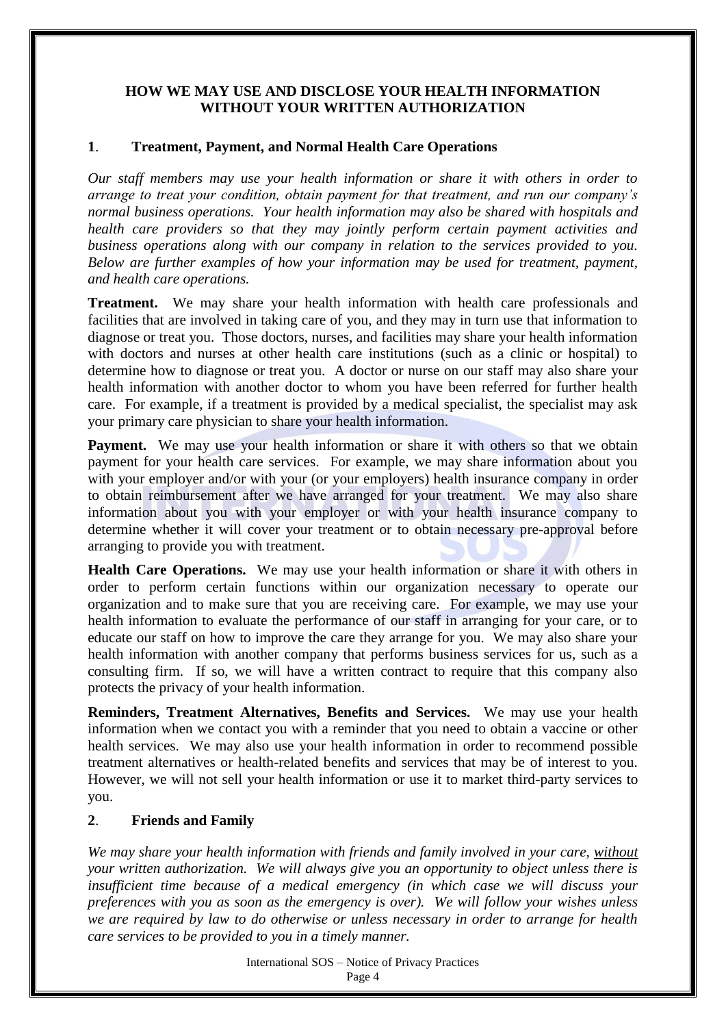## HOW WE MAY USE AND DISCLOSE YOUR HEALTH INFORMATION WITHOUT YOUR WRITTEN AUTHORIZATION

### 1. Treatment, Payment, and Normal Health Care Operations

*Our staff members may use your health information or share it with others in order to arrange to treat your condition, obtain payment for that treatment, and run our company's normal business operations. Your health information may also be shared with hospitals and health care providers so that they may jointly perform certain payment activities and business operations along with our company in relation to the services provided to you. Below are further examples of how your information may be used for treatment, payment, and health care operations.*

**Treatment.** We may share your health information with health care professionals and facilities that are involved in taking care of you, and they may in turn use that information to diagnose or treat you. Those doctors, nurses, and facilities may share your health information with doctors and nurses at other health care institutions (such as a clinic or hospital) to determine how to diagnose or treat you. A doctor or nurse on our staff may also share your health information with another doctor to whom you have been referred for further health care. For example, if a treatment is provided by a medical specialist, the specialist may ask your primary care physician to share your health information.

**Payment.** We may use your health information or share it with others so that we obtain payment for your health care services. For example, we may share information about you with your employer and/or with your (or your employers) health insurance company in order to obtain reimbursement after we have arranged for your treatment. We may also share information about you with your employer or with your health insurance company to determine whether it will cover your treatment or to obtain necessary pre-approval before arranging to provide you with treatment.

**Health Care Operations.** We may use your health information or share it with others in order to perform certain functions within our organization necessary to operate our organization and to make sure that you are receiving care. For example, we may use your health information to evaluate the performance of our staff in arranging for your care, or to educate our staff on how to improve the care they arrange for you. We may also share your health information with another company that performs business services for us, such as a consulting firm. If so, we will have a written contract to require that this company also protects the privacy of your health information.

**Reminders, Treatment Alternatives, Benefits and Services.** We may use your health information when we contact you with a reminder that you need to obtain a vaccine or other health services. We may also use your health information in order to recommend possible treatment alternatives or health-related benefits and services that may be of interest to you. However, we will not sell your health information or use it to market third-party services to you.

### 2. Friends and Family

*We may share your health information with friends and family involved in your care, <u>without</u> your written authorization. We will always give you an opportunity to object unless there is insufficient time because of a medical emergency (in which case we will discuss your preferences with you as soon as the emergency is over). We will follow your wishes unless we are required by law to do otherwise or unless necessary in order to arrange for health care services to be provided to you in a timely manner.*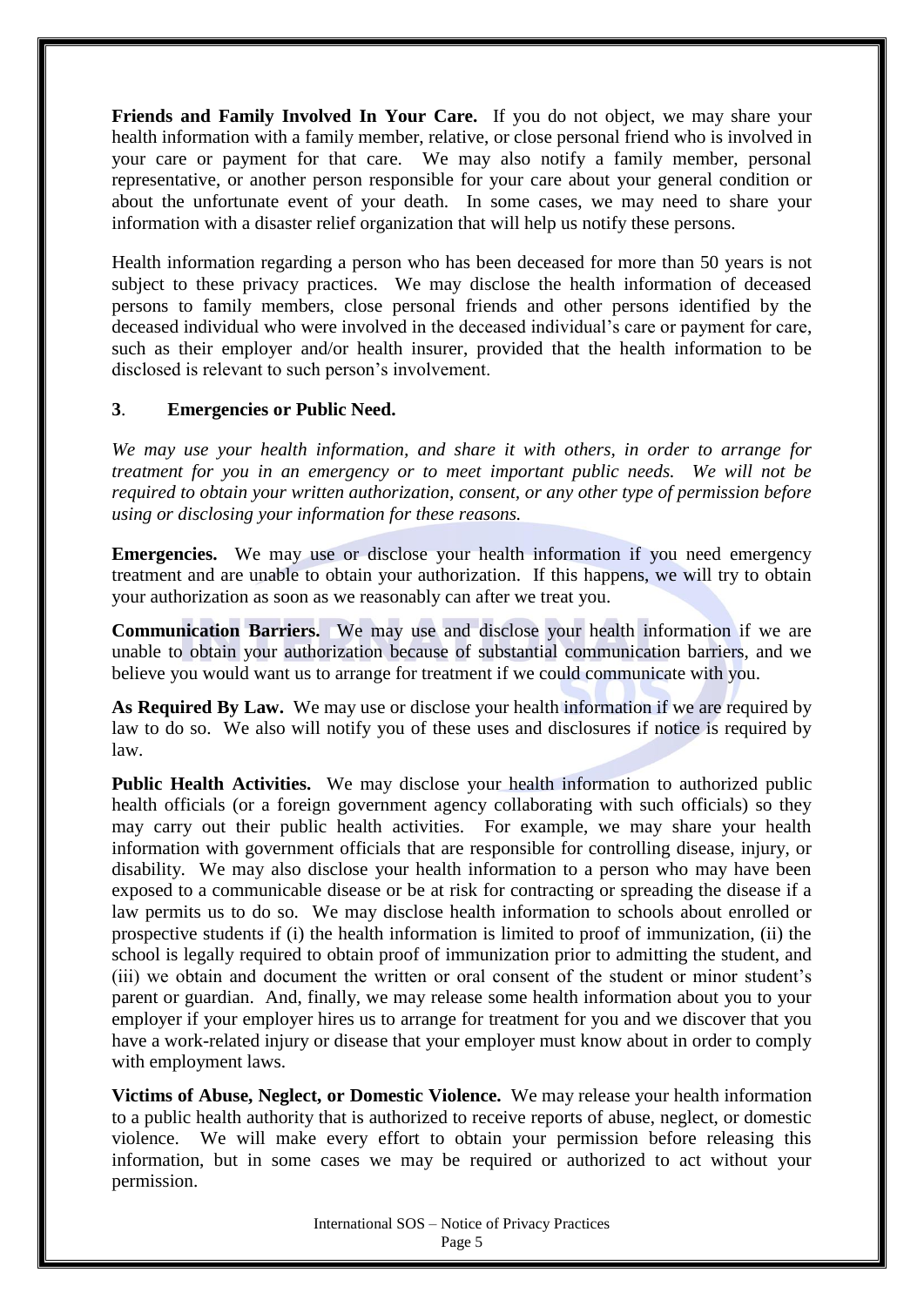**Friends and Family Involved In Your Care.** If you do not object, we may share your health information with a family member, relative, or close personal friend who is involved in your care or payment for that care. We may also notify a family member, personal representative, or another person responsible for your care about your general condition or about the unfortunate event of your death. In some cases, we may need to share your information with a disaster relief organization that will help us notify these persons.

Health information regarding a person who has been deceased for more than 50 years is not subject to these privacy practices. We may disclose the health information of deceased persons to family members, close personal friends and other persons identified by the deceased individual who were involved in the deceased individual's care or payment for care, such as their employer and/or health insurer, provided that the health information to be disclosed is relevant to such person's involvement.

### 3. Emergencies or Public Need.

*We may use your health information, and share it with others, in order to arrange for treatment for you in an emergency or to meet important public needs. We will not be required to obtain your written authorization, consent, or any other type of permission before using or disclosing your information for these reasons.*

**Emergencies.** We may use or disclose your health information if you need emergency treatment and are unable to obtain your authorization. If this happens, we will try to obtain your authorization as soon as we reasonably can after we treat you.

**Communication Barriers.** We may use and disclose your health information if we are unable to obtain your authorization because of substantial communication barriers, and we believe you would want us to arrange for treatment if we could communicate with you.

**As Required By Law.** We may use or disclose your health information if we are required by law to do so. We also will notify you of these uses and disclosures if notice is required by law.

**Public Health Activities.** We may disclose your health information to authorized public health officials (or a foreign government agency collaborating with such officials) so they may carry out their public health activities. For example, we may share your health information with government officials that are responsible for controlling disease, injury, or disability. We may also disclose your health information to a person who may have been exposed to a communicable disease or be at risk for contracting or spreading the disease if a law permits us to do so. We may disclose health information to schools about enrolled or prospective students if (i) the health information is limited to proof of immunization, (ii) the school is legally required to obtain proof of immunization prior to admitting the student, and (iii) we obtain and document the written or oral consent of the student or minor student's parent or guardian. And, finally, we may release some health information about you to your employer if your employer hires us to arrange for treatment for you and we discover that you have a work-related injury or disease that your employer must know about in order to comply with employment laws.

**Victims of Abuse, Neglect, or Domestic Violence.** We may release your health information to a public health authority that is authorized to receive reports of abuse, neglect, or domestic violence. We will make every effort to obtain your permission before releasing this information, but in some cases we may be required or authorized to act without your permission.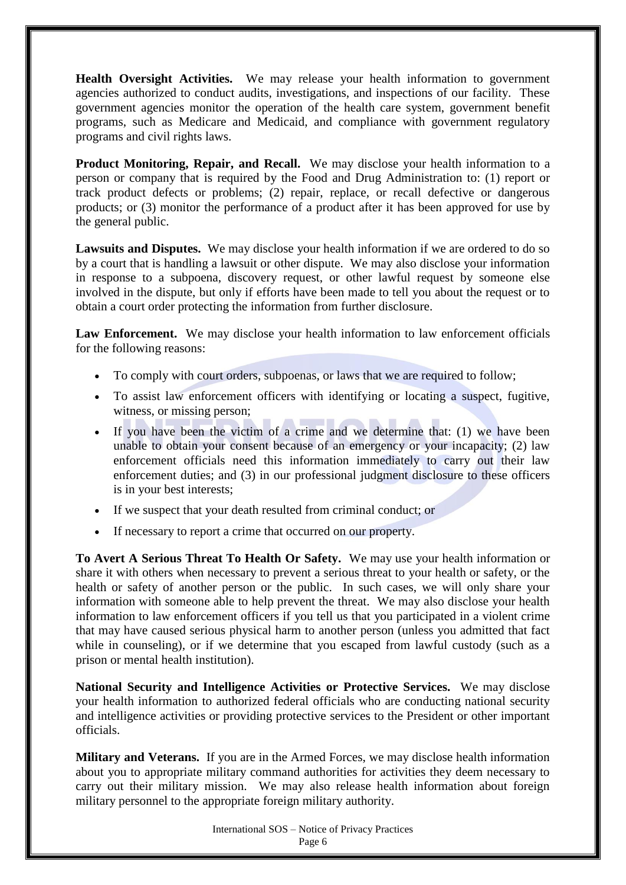**Health Oversight Activities.** We may release your health information to government agencies authorized to conduct audits, investigations, and inspections of our facility. These government agencies monitor the operation of the health care system, government benefit programs, such as Medicare and Medicaid, and compliance with government regulatory programs and civil rights laws.

**Product Monitoring, Repair, and Recall.** We may disclose your health information to a person or company that is required by the Food and Drug Administration to: (1) report or track product defects or problems; (2) repair, replace, or recall defective or dangerous products; or (3) monitor the performance of a product after it has been approved for use by the general public.

**Lawsuits and Disputes.** We may disclose your health information if we are ordered to do so by a court that is handling a lawsuit or other dispute. We may also disclose your information in response to a subpoena, discovery request, or other lawful request by someone else involved in the dispute, but only if efforts have been made to tell you about the request or to obtain a court order protecting the information from further disclosure.

**Law Enforcement.** We may disclose your health information to law enforcement officials for the following reasons:

- To comply with court orders, subpoenas, or laws that we are required to follow;
- To assist law enforcement officers with identifying or locating a suspect, fugitive, witness, or missing person;
- If you have been the victim of a crime and we determine that: (1) we have been unable to obtain your consent because of an emergency or your incapacity; (2) law enforcement officials need this information immediately to carry out their law enforcement duties; and (3) in our professional judgment disclosure to these officers is in your best interests;
- If we suspect that your death resulted from criminal conduct; or
- If necessary to report a crime that occurred on our property.

**To Avert A Serious Threat To Health Or Safety.** We may use your health information or share it with others when necessary to prevent a serious threat to your health or safety, or the health or safety of another person or the public. In such cases, we will only share your information with someone able to help prevent the threat. We may also disclose your health information to law enforcement officers if you tell us that you participated in a violent crime that may have caused serious physical harm to another person (unless you admitted that fact while in counseling), or if we determine that you escaped from lawful custody (such as a prison or mental health institution).

**National Security and Intelligence Activities or Protective Services.** We may disclose your health information to authorized federal officials who are conducting national security and intelligence activities or providing protective services to the President or other important officials.

**Military and Veterans.** If you are in the Armed Forces, we may disclose health information about you to appropriate military command authorities for activities they deem necessary to carry out their military mission. We may also release health information about foreign military personnel to the appropriate foreign military authority.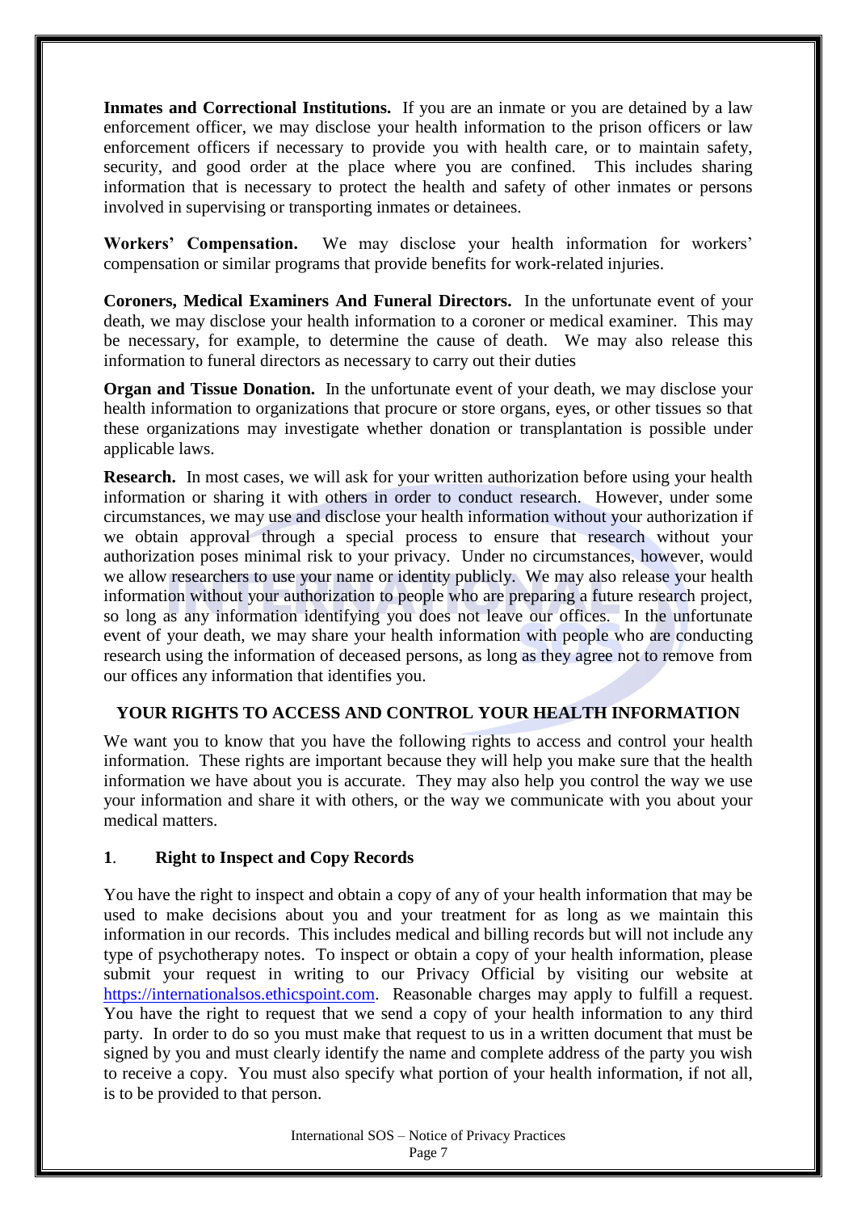**Inmates and Correctional Institutions.** If you are an inmate or you are detained by a law enforcement officer, we may disclose your health information to the prison officers or law enforcement officers if necessary to provide you with health care, or to maintain safety, security, and good order at the place where you are confined. This includes sharing information that is necessary to protect the health and safety of other inmates or persons involved in supervising or transporting inmates or detainees.

**Workers' Compensation.** We may disclose your health information for workers' compensation or similar programs that provide benefits for work-related injuries.

**Coroners, Medical Examiners And Funeral Directors.** In the unfortunate event of your death, we may disclose your health information to a coroner or medical examiner. This may be necessary, for example, to determine the cause of death. We may also release this information to funeral directors as necessary to carry out their duties

**Organ and Tissue Donation.** In the unfortunate event of your death, we may disclose your health information to organizations that procure or store organs, eyes, or other tissues so that these organizations may investigate whether donation or transplantation is possible under applicable laws.

**Research.** In most cases, we will ask for your written authorization before using your health information or sharing it with others in order to conduct research. However, under some circumstances, we may use and disclose your health information without your authorization if we obtain approval through a special process to ensure that research without your authorization poses minimal risk to your privacy. Under no circumstances, however, would we allow researchers to use your name or identity publicly. We may also release your health information without your authorization to people who are preparing a future research project, so long as any information identifying you does not leave our offices. In the unfortunate event of your death, we may share your health information with people who are conducting research using the information of deceased persons, as long as they agree not to remove from our offices any information that identifies you.

## YOUR RIGHTS TO ACCESS AND CONTROL YOUR HEALTH INFORMATION

We want you to know that you have the following rights to access and control your health information. These rights are important because they will help you make sure that the health information we have about you is accurate. They may also help you control the way we use your information and share it with others, or the way we communicate with you about your medical matters.

### 1. Right to Inspect and Copy Records

You have the right to inspect and obtain a copy of any of your health information that may be used to make decisions about you and your treatment for as long as we maintain this information in our records. This includes medical and billing records but will not include any type of psychotherapy notes. To inspect or obtain a copy of your health information, please submit your request in writing to our Privacy Official by visiting our website at https://internationalsos.ethicspoint.com. Reasonable charges may apply to fulfill a request. You have the right to request that we send a copy of your health information to any third party. In order to do so you must make that request to us in a written document that must be signed by you and must clearly identify the name and complete address of the party you wish to receive a copy. You must also specify what portion of your health information, if not all, is to be provided to that person.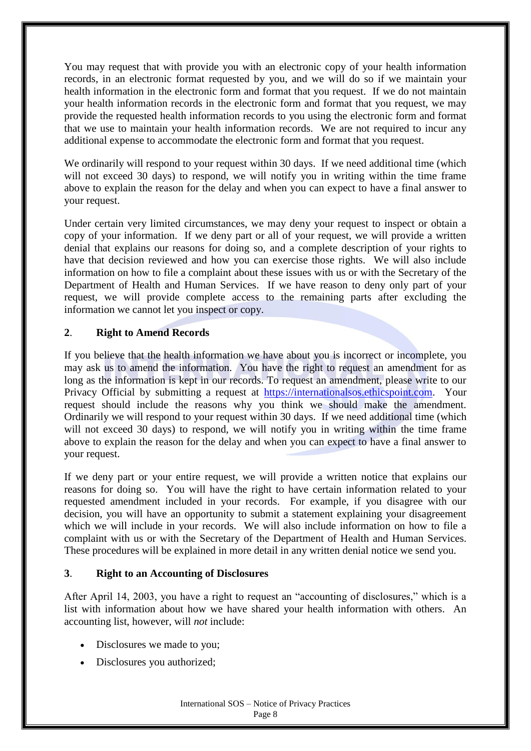You may request that with provide you with an electronic copy of your health information records, in an electronic format requested by you, and we will do so if we maintain your health information in the electronic form and format that you request. If we do not maintain your health information records in the electronic form and format that you request, we may provide the requested health information records to you using the electronic form and format that we use to maintain your health information records. We are not required to incur any additional expense to accommodate the electronic form and format that you request.

We ordinarily will respond to your request within 30 days. If we need additional time (which will not exceed 30 days) to respond, we will notify you in writing within the time frame above to explain the reason for the delay and when you can expect to have a final answer to your request.

Under certain very limited circumstances, we may deny your request to inspect or obtain a copy of your information. If we deny part or all of your request, we will provide a written denial that explains our reasons for doing so, and a complete description of your rights to have that decision reviewed and how you can exercise those rights. We will also include information on how to file a complaint about these issues with us or with the Secretary of the Department of Health and Human Services. If we have reason to deny only part of your request, we will provide complete access to the remaining parts after excluding the information we cannot let you inspect or copy.

### 2. Right to Amend Records

If you believe that the health information we have about you is incorrect or incomplete, you may ask us to amend the information. You have the right to request an amendment for as long as the information is kept in our records. To request an amendment, please write to our Privacy Official by submitting a request at https://internationalsos.ethicspoint.com. Your request should include the reasons why you think we should make the amendment. Ordinarily we will respond to your request within 30 days. If we need additional time (which will not exceed 30 days) to respond, we will notify you in writing within the time frame above to explain the reason for the delay and when you can expect to have a final answer to your request.

If we deny part or your entire request, we will provide a written notice that explains our reasons for doing so. You will have the right to have certain information related to your requested amendment included in your records. For example, if you disagree with our decision, you will have an opportunity to submit a statement explaining your disagreement which we will include in your records. We will also include information on how to file a complaint with us or with the Secretary of the Department of Health and Human Services. These procedures will be explained in more detail in any written denial notice we send you.

### 3. Right to an Accounting of Disclosures

After April 14, 2003, you have a right to request an "accounting of disclosures," which is a list with information about how we have shared your health information with others. An accounting list, however, will *not* include:

- Disclosures we made to you;
- Disclosures you authorized;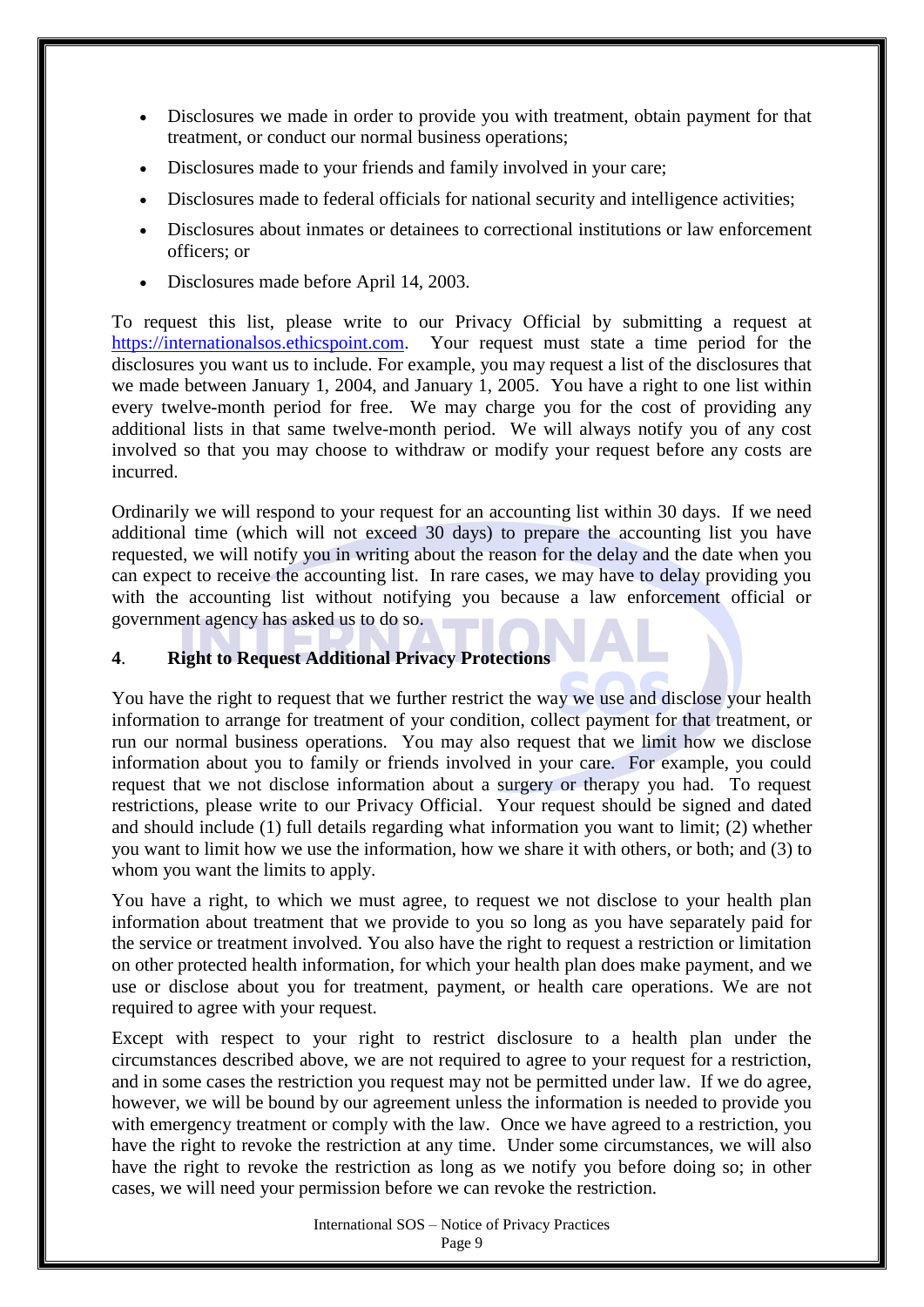- Disclosures we made in order to provide you with treatment, obtain payment for that treatment, or conduct our normal business operations;
- Disclosures made to your friends and family involved in your care;
- Disclosures made to federal officials for national security and intelligence activities;
- Disclosures about inmates or detainees to correctional institutions or law enforcement officers; or
- Disclosures made before April 14, 2003.

To request this list, please write to our Privacy Official by submitting a request at https://internationalsos.ethicspoint.com. Your request must state a time period for the disclosures you want us to include. For example, you may request a list of the disclosures that we made between January 1, 2004, and January 1, 2005. You have a right to one list within every twelve-month period for free. We may charge you for the cost of providing any additional lists in that same twelve-month period. We will always notify you of any cost involved so that you may choose to withdraw or modify your request before any costs are incurred.

Ordinarily we will respond to your request for an accounting list within 30 days. If we need additional time (which will not exceed 30 days) to prepare the accounting list you have requested, we will notify you in writing about the reason for the delay and the date when you can expect to receive the accounting list. In rare cases, we may have to delay providing you with the accounting list without notifying you because a law enforcement official or government agency has asked us to do so.

**4. Right to Request Additional Privacy Protections**

You have the right to request that we further restrict the way we use and disclose your health information to arrange for treatment of your condition, collect payment for that treatment, or run our normal business operations. You may also request that we limit how we disclose information about you to family or friends involved in your care. For example, you could request that we not disclose information about a surgery or therapy you had. To request restrictions, please write to our Privacy Official. Your request should be signed and dated and should include (1) full details regarding what information you want to limit; (2) whether you want to limit how we use the information, how we share it with others, or both; and (3) to whom you want the limits to apply.

You have a right, to which we must agree, to request we not disclose to your health plan information about treatment that we provide to you so long as you have separately paid for the service or treatment involved. You also have the right to request a restriction or limitation on other protected health information, for which your health plan does make payment, and we use or disclose about you for treatment, payment, or health care operations. We are not required to agree with your request.

Except with respect to your right to restrict disclosure to a health plan under the circumstances described above, we are not required to agree to your request for a restriction, and in some cases the restriction you request may not be permitted under law. If we do agree, however, we will be bound by our agreement unless the information is needed to provide you with emergency treatment or comply with the law. Once we have agreed to a restriction, you have the right to revoke the restriction at any time. Under some circumstances, we will also have the right to revoke the restriction as long as we notify you before doing so; in other cases, we will need your permission before we can revoke the restriction.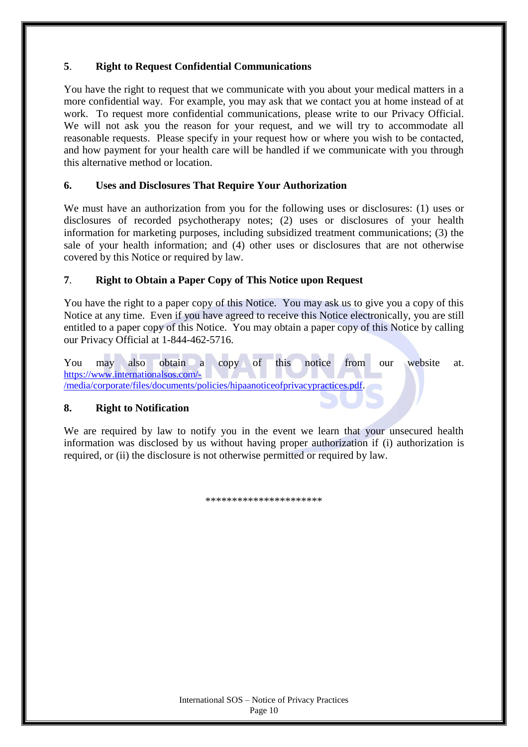### 5. Right to Request Confidential Communications

You have the right to request that we communicate with you about your medical matters in a more confidential way. For example, you may ask that we contact you at home instead of at work. To request more confidential communications, please write to our Privacy Official. We will not ask you the reason for your request, and we will try to accommodate all reasonable requests. Please specify in your request how or where you wish to be contacted, and how payment for your health care will be handled if we communicate with you through this alternative method or location.

### 6. Uses and Disclosures That Require Your Authorization

We must have an authorization from you for the following uses or disclosures: (1) uses or disclosures of recorded psychotherapy notes; (2) uses or disclosures of your health information for marketing purposes, including subsidized treatment communications; (3) the sale of your health information; and (4) other uses or disclosures that are not otherwise covered by this Notice or required by law.

### 7. Right to Obtain a Paper Copy of This Notice upon Request

You have the right to a paper copy of this Notice. You may ask us to give you a copy of this Notice at any time. Even if you have agreed to receive this Notice electronically, you are still entitled to a paper copy of this Notice. You may obtain a paper copy of this Notice by calling our Privacy Official at 1-844-462-5716.

You may also obtain a copy of this notice from our website at. https://www.internationalsos.com/-/media/corporate/files/documents/policies/hipaanoticeofprivacypractices.pdf.

### 8. Right to Notification

We are required by law to notify you in the event we learn that your unsecured health information was disclosed by us without having proper authorization if (i) authorization is required, or (ii) the disclosure is not otherwise permitted or required by law.

**********************